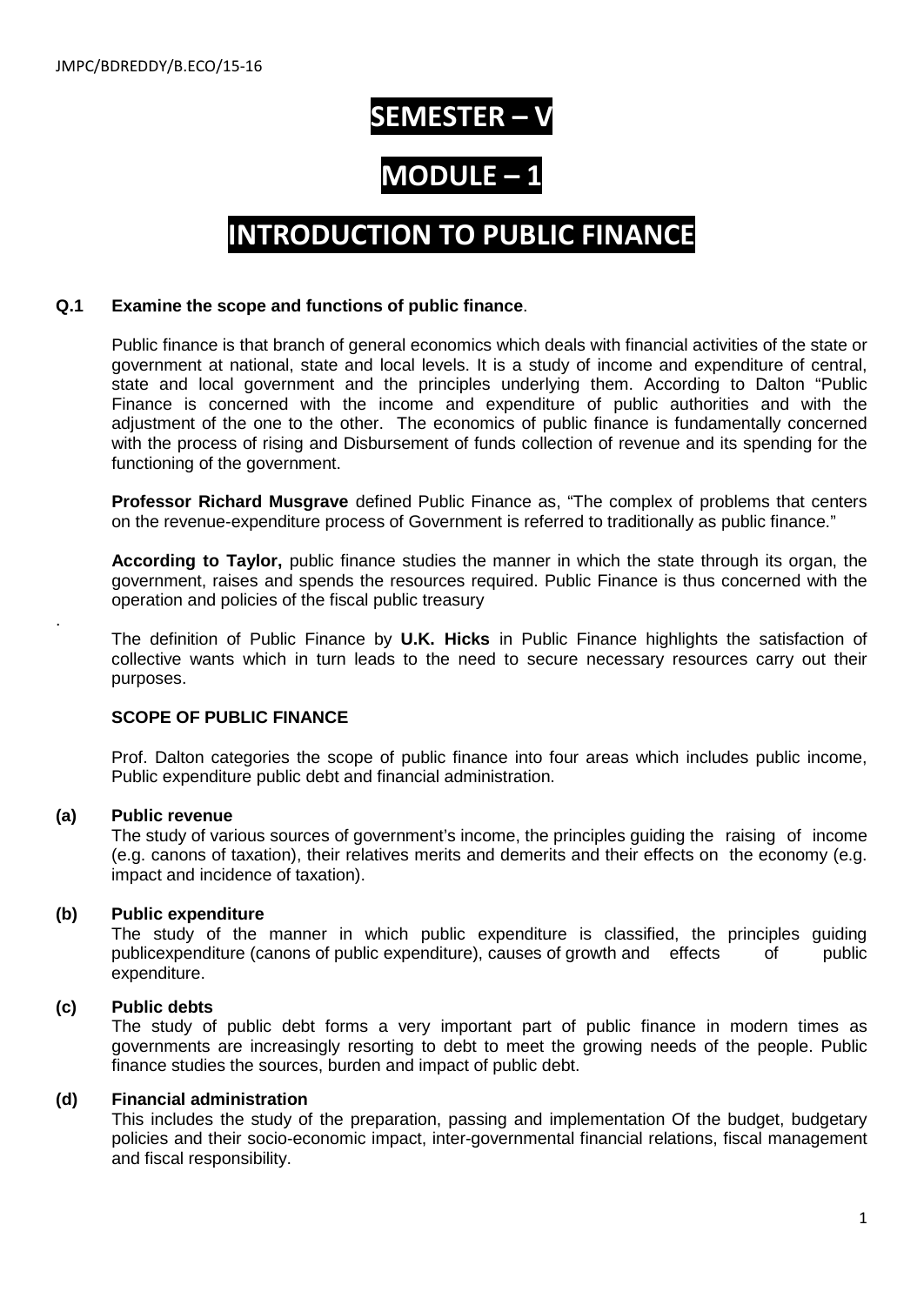# SEMESTER – V

# MODULE – 1

# INTRODUCTION TO PUBLIC FINANCE

**Q.1 Examine the scope and functions of public finance**.

Public finance is that branch of general economics which deals with financial activities of the state or government at national, state and local levels. It is a study of income and expenditure of central, state and local government and the principles underlying them. According to Dalton "Public Finance is concerned with the income and expenditure of public authorities and with the adjustment of the one to the other. The economics of public finance is fundamentally concerned with the process of rising and Disbursement of funds collection of revenue and its spending for the functioning of the government.

**Professor Richard Musgrave** defined Public Finance as, "The complex of problems that centers on the revenue-expenditure process of Government is referred to traditionally as public finance."

**According to Taylor,** public finance studies the manner in which the state through its organ, the government, raises and spends the resources required. Public Finance is thus concerned with the operation and policies of the fiscal public treasury

.

The definition of Public Finance by **U.K. Hicks** in Public Finance highlights the satisfaction of collective wants which in turn leads to the need to secure necessary resources carry out their purposes.

**SCOPE OF PUBLIC FINANCE**

Prof. Dalton categories the scope of public finance into four areas which includes public income, Public expenditure public debt and financial administration.

**(a) Public revenue**

The study of various sources of government's income, the principles guiding the raising of income (e.g. canons of taxation), their relatives merits and demerits and their effects on the economy (e.g. impact and incidence of taxation).

**(b) Public expenditure**

The study of the manner in which public expenditure is classified, the principles guiding publicexpenditure (canons of public expenditure), causes of growth and effects of public expenditure.

**(c) Public debts**

The study of public debt forms a very important part of public finance in modern times as governments are increasingly resorting to debt to meet the growing needs of the people. Public finance studies the sources, burden and impact of public debt.

**(d) Financial administration**

This includes the study of the preparation, passing and implementation Of the budget, budgetary policies and their socio-economic impact, inter-governmental financial relations, fiscal management and fiscal responsibility.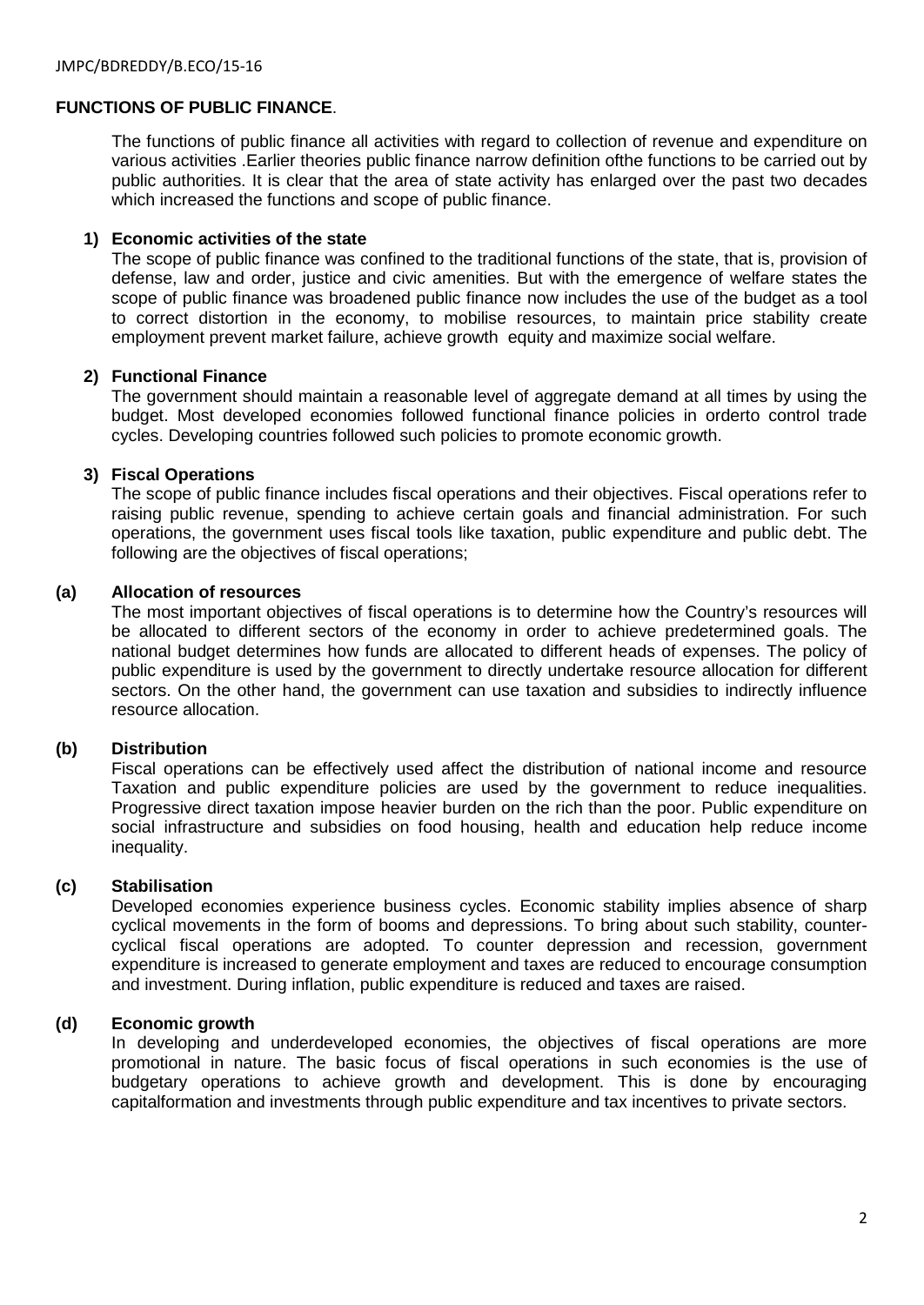## FUNCTIONS OF PUBLIC FINANCE.

The functions of public finance all activities with regard to collection of revenue and expenditure on various activities .Earlier theories public finance narrow definition ofthe functions to be carried out by public authorities. It is clear that the area of state activity has enlarged over the past two decades which increased the functions and scope of public finance.

### 1) Economic activities of the state

The scope of public finance was confined to the traditional functions of the state, that is, provision of defense, law and order, justice and civic amenities. But with the emergence of welfare states the scope of public finance was broadened public finance now includes the use of the budget as a tool to correct distortion in the economy, to mobilise resources, to maintain price stability create employment prevent market failure, achieve growth equity and maximize social welfare.

### 2) Functional Finance

The government should maintain a reasonable level of aggregate demand at all times by using the budget. Most developed economies followed functional finance policies in orderto control trade cycles. Developing countries followed such policies to promote economic growth.

### 3) Fiscal Operations

The scope of public finance includes fiscal operations and their objectives. Fiscal operations refer to raising public revenue, spending to achieve certain goals and financial administration. For such operations, the government uses fiscal tools like taxation, public expenditure and public debt. The following are the objectives of fiscal operations;

#### (a) Allocation of resources

The most important objectives of fiscal operations is to determine how the Country's resources will be allocated to different sectors of the economy in order to achieve predetermined goals. The national budget determines how funds are allocated to different heads of expenses. The policy of public expenditure is used by the government to directly undertake resource allocation for different sectors. On the other hand, the government can use taxation and subsidies to indirectly influence resource allocation.

#### (b) Distribution

Fiscal operations can be effectively used affect the distribution of national income and resource Taxation and public expenditure policies are used by the government to reduce inequalities. Progressive direct taxation impose heavier burden on the rich than the poor. Public expenditure on social infrastructure and subsidies on food housing, health and education help reduce income inequality.

#### (c) Stabilisation

Developed economies experience business cycles. Economic stability implies absence of sharp cyclical movements in the form of booms and depressions. To bring about such stability, counter-cyclical fiscal operations are adopted. To counter depression and recession, government expenditure is increased to generate employment and taxes are reduced to encourage consumption and investment. During inflation, public expenditure is reduced and taxes are raised.

#### (d) Economic growth

In developing and underdeveloped economies, the objectives of fiscal operations are more promotional in nature. The basic focus of fiscal operations in such economies is the use of budgetary operations to achieve growth and development. This is done by encouraging capitalformation and investments through public expenditure and tax incentives to private sectors.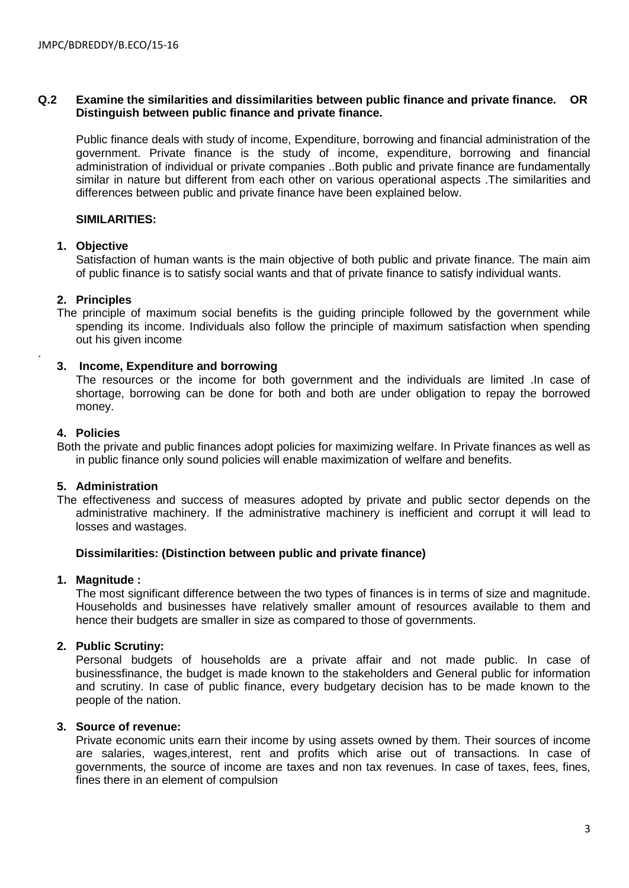**Q.2 Examine the similarities and dissimilarities between public finance and private finance. OR Distinguish between public finance and private finance.**

Public finance deals with study of income, Expenditure, borrowing and financial administration of the government. Private finance is the study of income, expenditure, borrowing and financial administration of individual or private companies ..Both public and private finance are fundamentally similar in nature but different from each other on various operational aspects .The similarities and differences between public and private finance have been explained below.

**SIMILARITIES:**

1. **Objective**
   Satisfaction of human wants is the main objective of both public and private finance. The main aim of public finance is to satisfy social wants and that of private finance to satisfy individual wants.

2. **Principles**
   The principle of maximum social benefits is the guiding principle followed by the government while spending its income. Individuals also follow the principle of maximum satisfaction when spending out his given income

.

3. **Income, Expenditure and borrowing**
   The resources or the income for both government and the individuals are limited .In case of shortage, borrowing can be done for both and both are under obligation to repay the borrowed money.

4. **Policies**
   Both the private and public finances adopt policies for maximizing welfare. In Private finances as well as in public finance only sound policies will enable maximization of welfare and benefits.

5. **Administration**
   The effectiveness and success of measures adopted by private and public sector depends on the administrative machinery. If the administrative machinery is inefficient and corrupt it will lead to losses and wastages.

**Dissimilarities: (Distinction between public and private finance)**

1. **Magnitude :**
   The most significant difference between the two types of finances is in terms of size and magnitude. Households and businesses have relatively smaller amount of resources available to them and hence their budgets are smaller in size as compared to those of governments.

2. **Public Scrutiny:**
   Personal budgets of households are a private affair and not made public. In case of businessfinance, the budget is made known to the stakeholders and General public for information and scrutiny. In case of public finance, every budgetary decision has to be made known to the people of the nation.

3. **Source of revenue:**
   Private economic units earn their income by using assets owned by them. Their sources of income are salaries, wages,interest, rent and profits which arise out of transactions. In case of governments, the source of income are taxes and non tax revenues. In case of taxes, fees, fines, fines there in an element of compulsion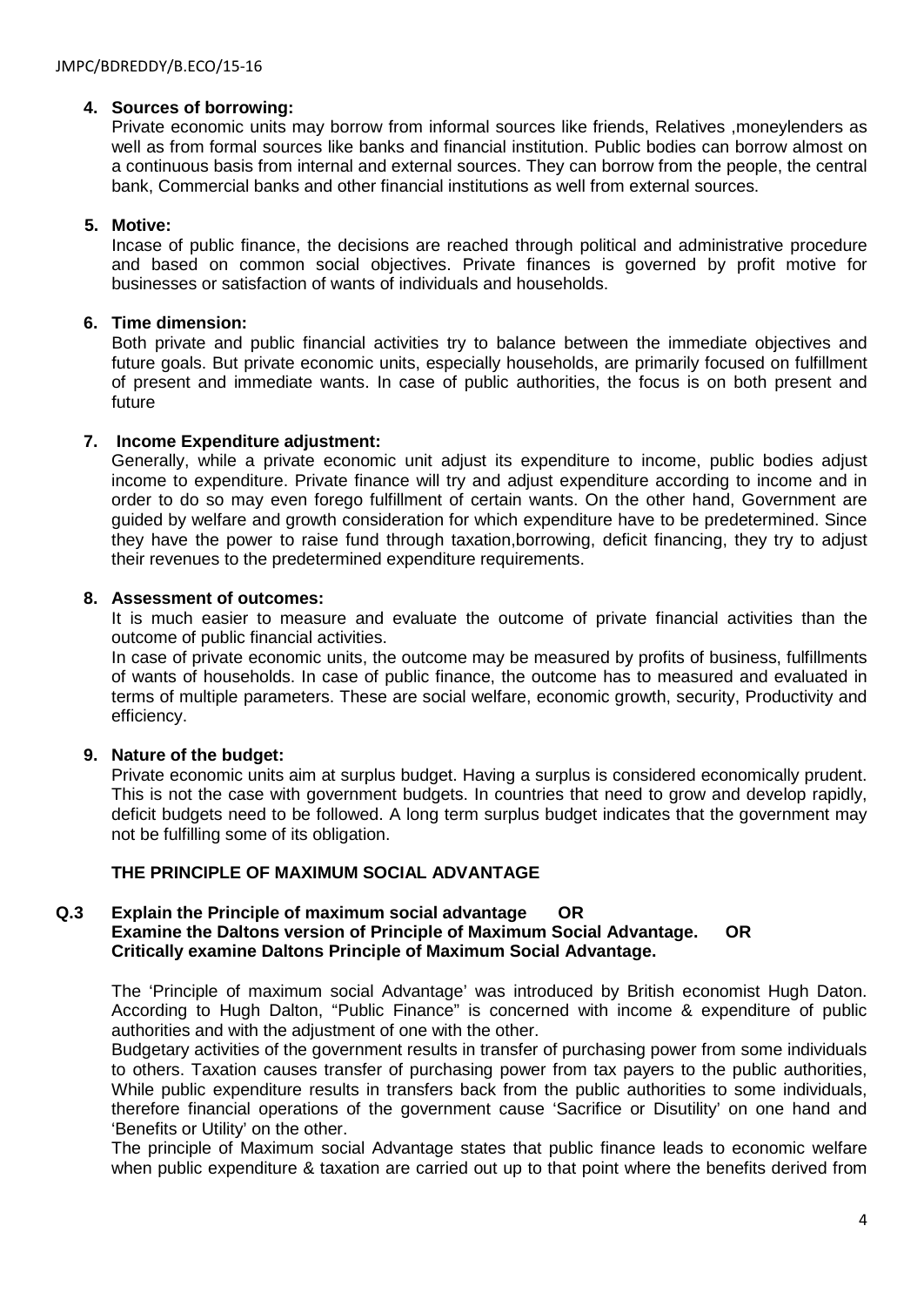4. **Sources of borrowing:**
   Private economic units may borrow from informal sources like friends, Relatives ,moneylenders as well as from formal sources like banks and financial institution. Public bodies can borrow almost on a continuous basis from internal and external sources. They can borrow from the people, the central bank, Commercial banks and other financial institutions as well from external sources.

5. **Motive:**
   Incase of public finance, the decisions are reached through political and administrative procedure and based on common social objectives. Private finances is governed by profit motive for businesses or satisfaction of wants of individuals and households.

6. **Time dimension:**
   Both private and public financial activities try to balance between the immediate objectives and future goals. But private economic units, especially households, are primarily focused on fulfillment of present and immediate wants. In case of public authorities, the focus is on both present and future

7. **Income Expenditure adjustment:**
   Generally, while a private economic unit adjust its expenditure to income, public bodies adjust income to expenditure. Private finance will try and adjust expenditure according to income and in order to do so may even forego fulfillment of certain wants. On the other hand, Government are guided by welfare and growth consideration for which expenditure have to be predetermined. Since they have the power to raise fund through taxation,borrowing, deficit financing, they try to adjust their revenues to the predetermined expenditure requirements.

8. **Assessment of outcomes:**
   It is much easier to measure and evaluate the outcome of private financial activities than the outcome of public financial activities.
   In case of private economic units, the outcome may be measured by profits of business, fulfillments of wants of households. In case of public finance, the outcome has to measured and evaluated in terms of multiple parameters. These are social welfare, economic growth, security, Productivity and efficiency.

9. **Nature of the budget:**
   Private economic units aim at surplus budget. Having a surplus is considered economically prudent. This is not the case with government budgets. In countries that need to grow and develop rapidly, deficit budgets need to be followed. A long term surplus budget indicates that the government may not be fulfilling some of its obligation.

## THE PRINCIPLE OF MAXIMUM SOCIAL ADVANTAGE

**Q.3 Explain the Principle of maximum social advantage OR Examine the Daltons version of Principle of Maximum Social Advantage. OR Critically examine Daltons Principle of Maximum Social Advantage.**

The 'Principle of maximum social Advantage' was introduced by British economist Hugh Daton. According to Hugh Dalton, "Public Finance" is concerned with income & expenditure of public authorities and with the adjustment of one with the other.

Budgetary activities of the government results in transfer of purchasing power from some individuals to others. Taxation causes transfer of purchasing power from tax payers to the public authorities, While public expenditure results in transfers back from the public authorities to some individuals, therefore financial operations of the government cause 'Sacrifice or Disutility' on one hand and 'Benefits or Utility' on the other.

The principle of Maximum social Advantage states that public finance leads to economic welfare when public expenditure & taxation are carried out up to that point where the benefits derived from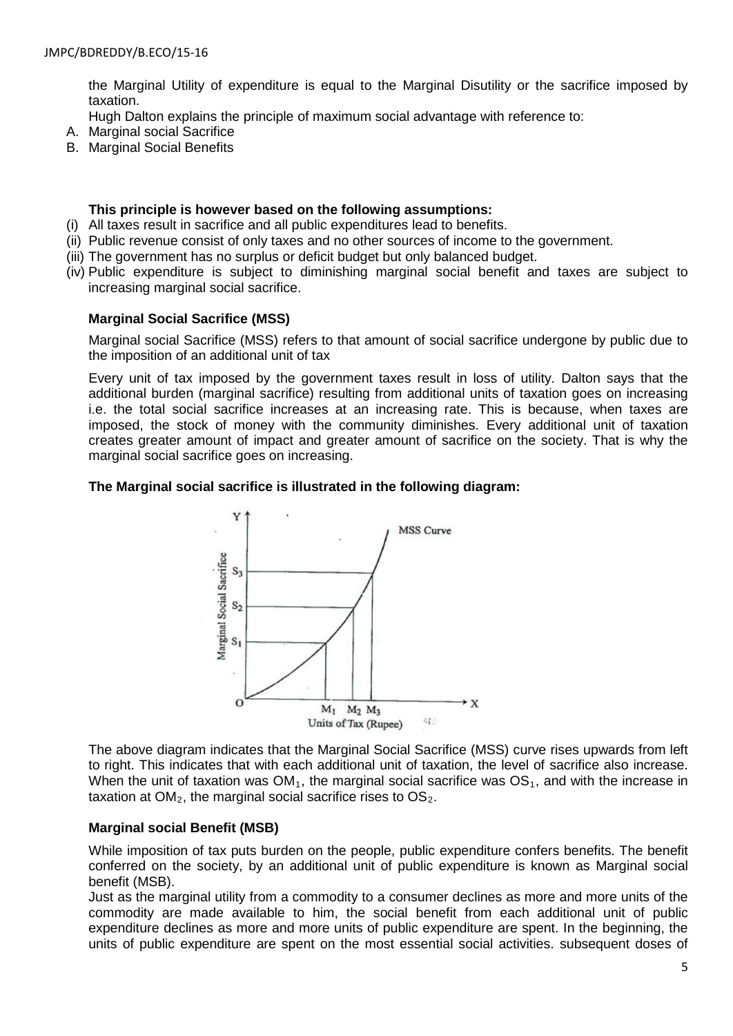the Marginal Utility of expenditure is equal to the Marginal Disutility or the sacrifice imposed by taxation.

Hugh Dalton explains the principle of maximum social advantage with reference to:

A. Marginal social Sacrifice
B. Marginal Social Benefits

**This principle is however based on the following assumptions:**

(i) All taxes result in sacrifice and all public expenditures lead to benefits.
(ii) Public revenue consist of only taxes and no other sources of income to the government.
(iii) The government has no surplus or deficit budget but only balanced budget.
(iv) Public expenditure is subject to diminishing marginal social benefit and taxes are subject to increasing marginal social sacrifice.

**Marginal Social Sacrifice (MSS)**

Marginal social Sacrifice (MSS) refers to that amount of social sacrifice undergone by public due to the imposition of an additional unit of tax

Every unit of tax imposed by the government taxes result in loss of utility. Dalton says that the additional burden (marginal sacrifice) resulting from additional units of taxation goes on increasing i.e. the total social sacrifice increases at an increasing rate. This is because, when taxes are imposed, the stock of money with the community diminishes. Every additional unit of taxation creates greater amount of impact and greater amount of sacrifice on the society. That is why the marginal social sacrifice goes on increasing.

**The Marginal social sacrifice is illustrated in the following diagram:**

The above diagram indicates that the Marginal Social Sacrifice (MSS) curve rises upwards from left to right. This indicates that with each additional unit of taxation, the level of sacrifice also increase. When the unit of taxation was $OM_1$, the marginal social sacrifice was $OS_1$, and with the increase in taxation at $OM_2$, the marginal social sacrifice rises to $OS_2$.

**Marginal social Benefit (MSB)**

While imposition of tax puts burden on the people, public expenditure confers benefits. The benefit conferred on the society, by an additional unit of public expenditure is known as Marginal social benefit (MSB).

Just as the marginal utility from a commodity to a consumer declines as more and more units of the commodity are made available to him, the social benefit from each additional unit of public expenditure declines as more and more units of public expenditure are spent. In the beginning, the units of public expenditure are spent on the most essential social activities. subsequent doses of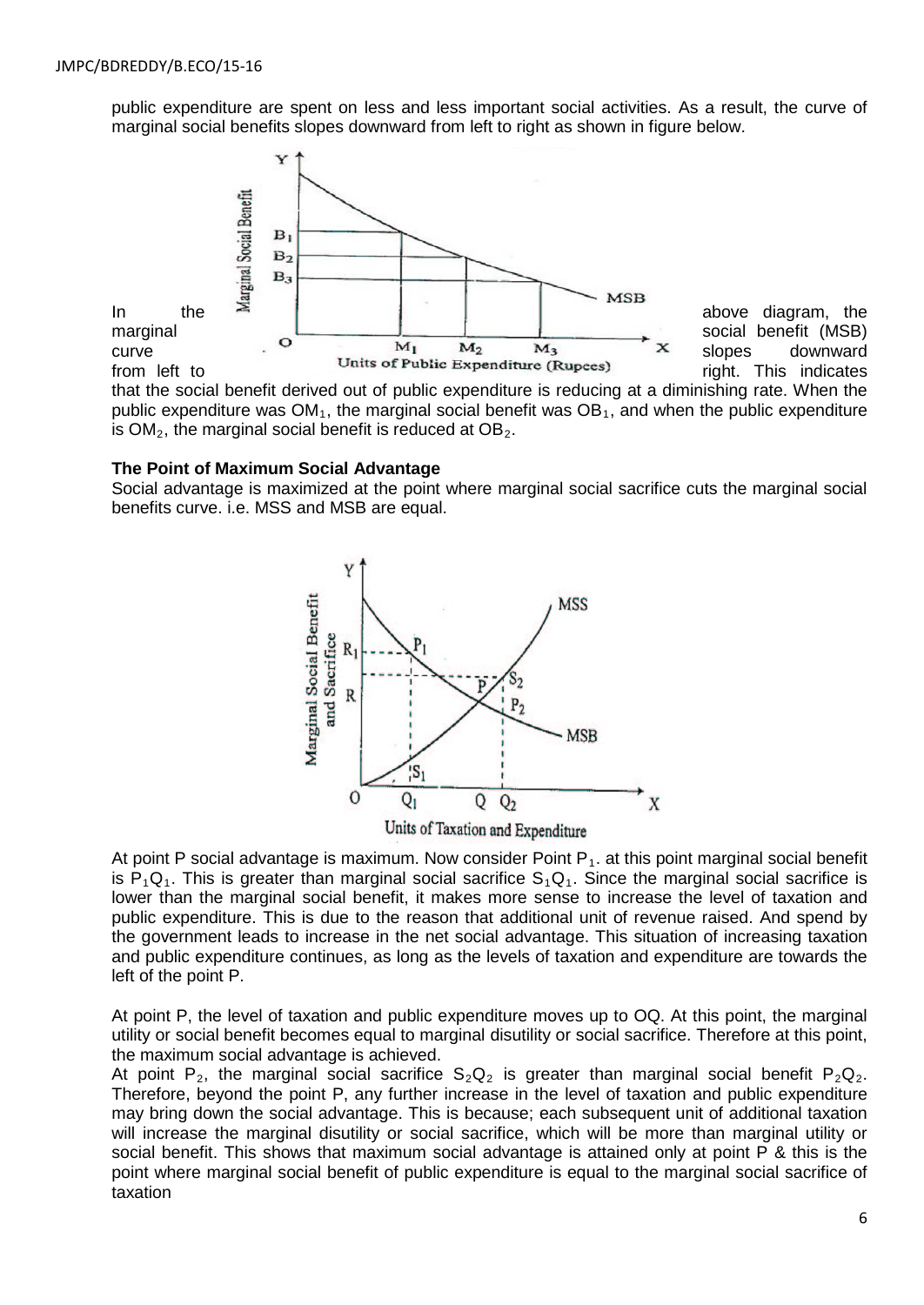public expenditure are spent on less and less important social activities. As a result, the curve of marginal social benefits slopes downward from left to right as shown in figure below.

In the above diagram, the marginal social benefit (MSB) curve slopes downward from left to right. This indicates that the social benefit derived out of public expenditure is reducing at a diminishing rate. When the public expenditure was $OM_1$, the marginal social benefit was $OB_1$, and when the public expenditure is $OM_2$, the marginal social benefit is reduced at $OB_2$.

**The Point of Maximum Social Advantage**

Social advantage is maximized at the point where marginal social sacrifice cuts the marginal social benefits curve. i.e. MSS and MSB are equal.

At point P social advantage is maximum. Now consider Point $P_1$. at this point marginal social benefit is $P_1Q_1$. This is greater than marginal social sacrifice $S_1Q_1$. Since the marginal social sacrifice is lower than the marginal social benefit, it makes more sense to increase the level of taxation and public expenditure. This is due to the reason that additional unit of revenue raised. And spend by the government leads to increase in the net social advantage. This situation of increasing taxation and public expenditure continues, as long as the levels of taxation and expenditure are towards the left of the point P.

At point P, the level of taxation and public expenditure moves up to OQ. At this point, the marginal utility or social benefit becomes equal to marginal disutility or social sacrifice. Therefore at this point, the maximum social advantage is achieved.

At point $P_2$, the marginal social sacrifice $S_2Q_2$ is greater than marginal social benefit $P_2Q_2$. Therefore, beyond the point P, any further increase in the level of taxation and public expenditure may bring down the social advantage. This is because; each subsequent unit of additional taxation will increase the marginal disutility or social sacrifice, which will be more than marginal utility or social benefit. This shows that maximum social advantage is attained only at point P & this is the point where marginal social benefit of public expenditure is equal to the marginal social sacrifice of taxation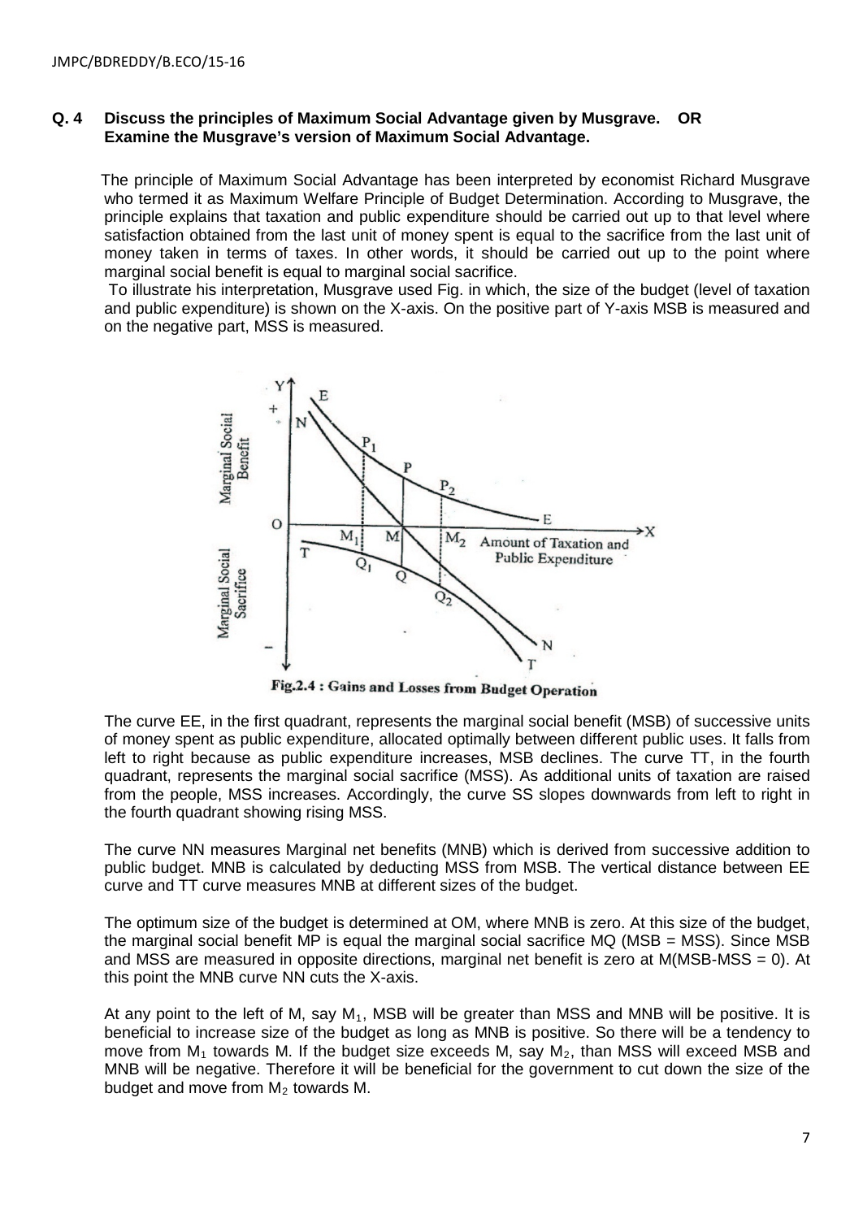**Q. 4 Discuss the principles of Maximum Social Advantage given by Musgrave. OR Examine the Musgrave's version of Maximum Social Advantage.**

The principle of Maximum Social Advantage has been interpreted by economist Richard Musgrave who termed it as Maximum Welfare Principle of Budget Determination. According to Musgrave, the principle explains that taxation and public expenditure should be carried out up to that level where satisfaction obtained from the last unit of money spent is equal to the sacrifice from the last unit of money taken in terms of taxes. In other words, it should be carried out up to the point where marginal social benefit is equal to marginal social sacrifice.

To illustrate his interpretation, Musgrave used Fig. in which, the size of the budget (level of taxation and public expenditure) is shown on the X-axis. On the positive part of Y-axis MSB is measured and on the negative part, MSS is measured.

Fig.2.4 : Gains and Losses from Budget Operation

The curve EE, in the first quadrant, represents the marginal social benefit (MSB) of successive units of money spent as public expenditure, allocated optimally between different public uses. It falls from left to right because as public expenditure increases, MSB declines. The curve TT, in the fourth quadrant, represents the marginal social sacrifice (MSS). As additional units of taxation are raised from the people, MSS increases. Accordingly, the curve SS slopes downwards from left to right in the fourth quadrant showing rising MSS.

The curve NN measures Marginal net benefits (MNB) which is derived from successive addition to public budget. MNB is calculated by deducting MSS from MSB. The vertical distance between EE curve and TT curve measures MNB at different sizes of the budget.

The optimum size of the budget is determined at OM, where MNB is zero. At this size of the budget, the marginal social benefit MP is equal the marginal social sacrifice MQ (MSB = MSS). Since MSB and MSS are measured in opposite directions, marginal net benefit is zero at M(MSB-MSS = 0). At this point the MNB curve NN cuts the X-axis.

At any point to the left of M, say $M_1$, MSB will be greater than MSS and MNB will be positive. It is beneficial to increase size of the budget as long as MNB is positive. So there will be a tendency to move from $M_1$ towards M. If the budget size exceeds M, say $M_2$, than MSS will exceed MSB and MNB will be negative. Therefore it will be beneficial for the government to cut down the size of the budget and move from $M_2$ towards M.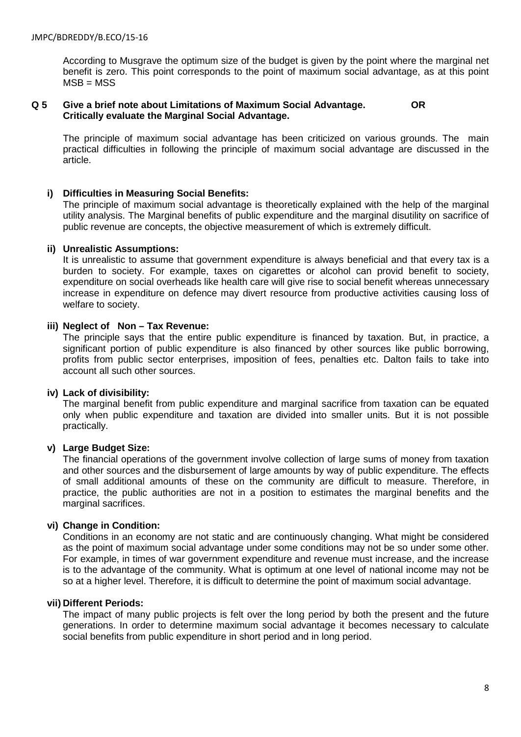According to Musgrave the optimum size of the budget is given by the point where the marginal net benefit is zero. This point corresponds to the point of maximum social advantage, as at this point MSB = MSS

**Q 5 Give a brief note about Limitations of Maximum Social Advantage. OR Critically evaluate the Marginal Social Advantage.**

The principle of maximum social advantage has been criticized on various grounds. The main practical difficulties in following the principle of maximum social advantage are discussed in the article.

**i) Difficulties in Measuring Social Benefits:**

The principle of maximum social advantage is theoretically explained with the help of the marginal utility analysis. The Marginal benefits of public expenditure and the marginal disutility on sacrifice of public revenue are concepts, the objective measurement of which is extremely difficult.

**ii) Unrealistic Assumptions:**

It is unrealistic to assume that government expenditure is always beneficial and that every tax is a burden to society. For example, taxes on cigarettes or alcohol can provid benefit to society, expenditure on social overheads like health care will give rise to social benefit whereas unnecessary increase in expenditure on defence may divert resource from productive activities causing loss of welfare to society.

**iii) Neglect of Non – Tax Revenue:**

The principle says that the entire public expenditure is financed by taxation. But, in practice, a significant portion of public expenditure is also financed by other sources like public borrowing, profits from public sector enterprises, imposition of fees, penalties etc. Dalton fails to take into account all such other sources.

**iv) Lack of divisibility:**

The marginal benefit from public expenditure and marginal sacrifice from taxation can be equated only when public expenditure and taxation are divided into smaller units. But it is not possible practically.

**v) Large Budget Size:**

The financial operations of the government involve collection of large sums of money from taxation and other sources and the disbursement of large amounts by way of public expenditure. The effects of small additional amounts of these on the community are difficult to measure. Therefore, in practice, the public authorities are not in a position to estimates the marginal benefits and the marginal sacrifices.

**vi) Change in Condition:**

Conditions in an economy are not static and are continuously changing. What might be considered as the point of maximum social advantage under some conditions may not be so under some other. For example, in times of war government expenditure and revenue must increase, and the increase is to the advantage of the community. What is optimum at one level of national income may not be so at a higher level. Therefore, it is difficult to determine the point of maximum social advantage.

**vii) Different Periods:**

The impact of many public projects is felt over the long period by both the present and the future generations. In order to determine maximum social advantage it becomes necessary to calculate social benefits from public expenditure in short period and in long period.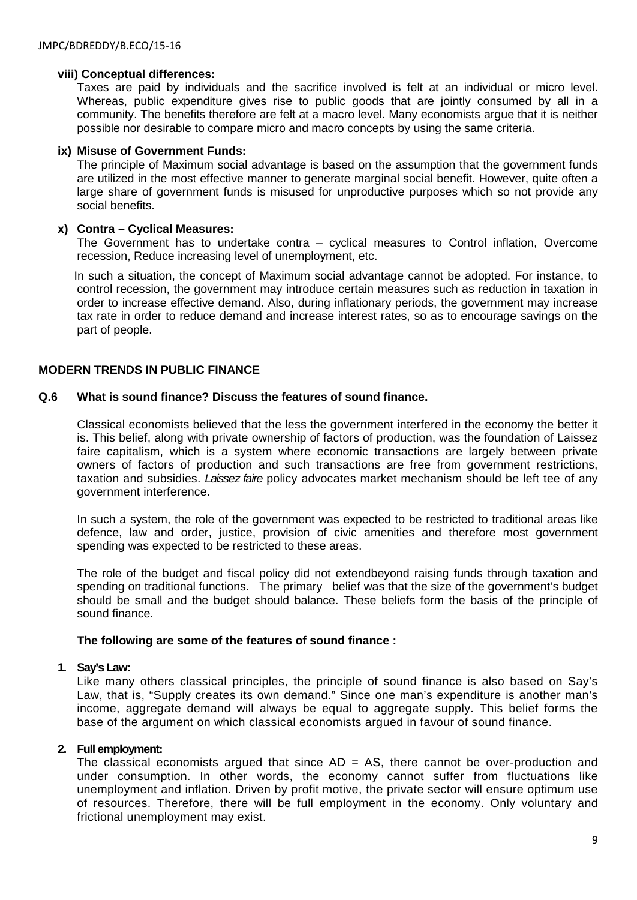**viii) Conceptual differences:**

Taxes are paid by individuals and the sacrifice involved is felt at an individual or micro level. Whereas, public expenditure gives rise to public goods that are jointly consumed by all in a community. The benefits therefore are felt at a macro level. Many economists argue that it is neither possible nor desirable to compare micro and macro concepts by using the same criteria.

**ix) Misuse of Government Funds:**

The principle of Maximum social advantage is based on the assumption that the government funds are utilized in the most effective manner to generate marginal social benefit. However, quite often a large share of government funds is misused for unproductive purposes which so not provide any social benefits.

**x) Contra – Cyclical Measures:**

The Government has to undertake contra – cyclical measures to Control inflation, Overcome recession, Reduce increasing level of unemployment, etc.

In such a situation, the concept of Maximum social advantage cannot be adopted. For instance, to control recession, the government may introduce certain measures such as reduction in taxation in order to increase effective demand. Also, during inflationary periods, the government may increase tax rate in order to reduce demand and increase interest rates, so as to encourage savings on the part of people.

## MODERN TRENDS IN PUBLIC FINANCE

### Q.6 What is sound finance? Discuss the features of sound finance.

Classical economists believed that the less the government interfered in the economy the better it is. This belief, along with private ownership of factors of production, was the foundation of Laissez faire capitalism, which is a system where economic transactions are largely between private owners of factors of production and such transactions are free from government restrictions, taxation and subsidies. *Laissez faire* policy advocates market mechanism should be left tee of any government interference.

In such a system, the role of the government was expected to be restricted to traditional areas like defence, law and order, justice, provision of civic amenities and therefore most government spending was expected to be restricted to these areas.

The role of the budget and fiscal policy did not extendbeyond raising funds through taxation and spending on traditional functions. The primary belief was that the size of the government's budget should be small and the budget should balance. These beliefs form the basis of the principle of sound finance.

**The following are some of the features of sound finance :**

**1. Say's Law:**

Like many others classical principles, the principle of sound finance is also based on Say's Law, that is, "Supply creates its own demand." Since one man's expenditure is another man's income, aggregate demand will always be equal to aggregate supply. This belief forms the base of the argument on which classical economists argued in favour of sound finance.

**2. Full employment:**

The classical economists argued that since AD = AS, there cannot be over-production and under consumption. In other words, the economy cannot suffer from fluctuations like unemployment and inflation. Driven by profit motive, the private sector will ensure optimum use of resources. Therefore, there will be full employment in the economy. Only voluntary and frictional unemployment may exist.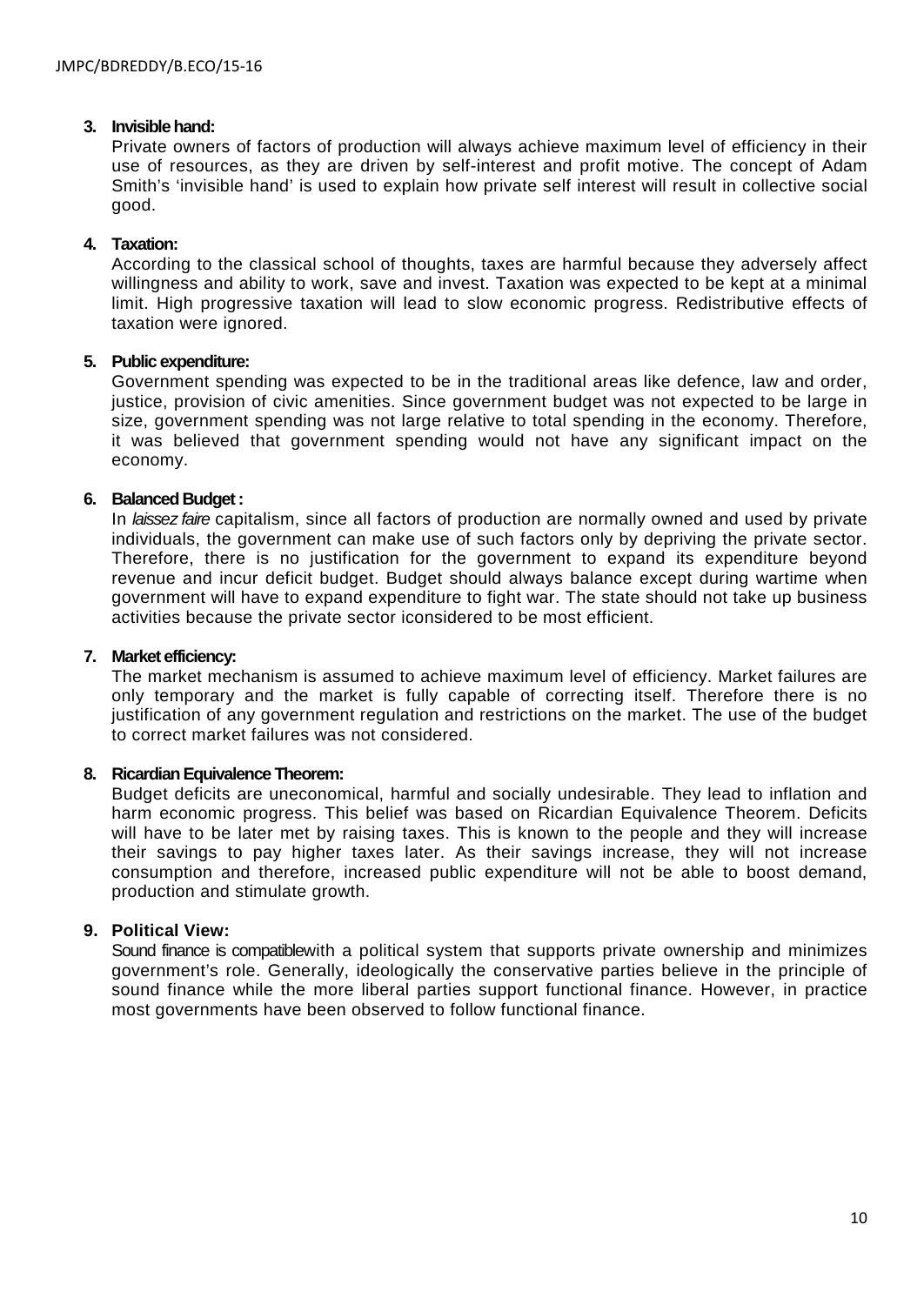**3. Invisible hand:**

Private owners of factors of production will always achieve maximum level of efficiency in their use of resources, as they are driven by self-interest and profit motive. The concept of Adam Smith's 'invisible hand' is used to explain how private self interest will result in collective social good.

**4. Taxation:**

According to the classical school of thoughts, taxes are harmful because they adversely affect willingness and ability to work, save and invest. Taxation was expected to be kept at a minimal limit. High progressive taxation will lead to slow economic progress. Redistributive effects of taxation were ignored.

**5. Public expenditure:**

Government spending was expected to be in the traditional areas like defence, law and order, justice, provision of civic amenities. Since government budget was not expected to be large in size, government spending was not large relative to total spending in the economy. Therefore, it was believed that government spending would not have any significant impact on the economy.

**6. Balanced Budget :**

In *laissez faire* capitalism, since all factors of production are normally owned and used by private individuals, the government can make use of such factors only by depriving the private sector. Therefore, there is no justification for the government to expand its expenditure beyond revenue and incur deficit budget. Budget should always balance except during wartime when government will have to expand expenditure to fight war. The state should not take up business activities because the private sector iconsidered to be most efficient.

**7. Market efficiency:**

The market mechanism is assumed to achieve maximum level of efficiency. Market failures are only temporary and the market is fully capable of correcting itself. Therefore there is no justification of any government regulation and restrictions on the market. The use of the budget to correct market failures was not considered.

**8. Ricardian Equivalence Theorem:**

Budget deficits are uneconomical, harmful and socially undesirable. They lead to inflation and harm economic progress. This belief was based on Ricardian Equivalence Theorem. Deficits will have to be later met by raising taxes. This is known to the people and they will increase their savings to pay higher taxes later. As their savings increase, they will not increase consumption and therefore, increased public expenditure will not be able to boost demand, production and stimulate growth.

**9. Political View:**

Sound finance is compatiblewith a political system that supports private ownership and minimizes government's role. Generally, ideologically the conservative parties believe in the principle of sound finance while the more liberal parties support functional finance. However, in practice most governments have been observed to follow functional finance.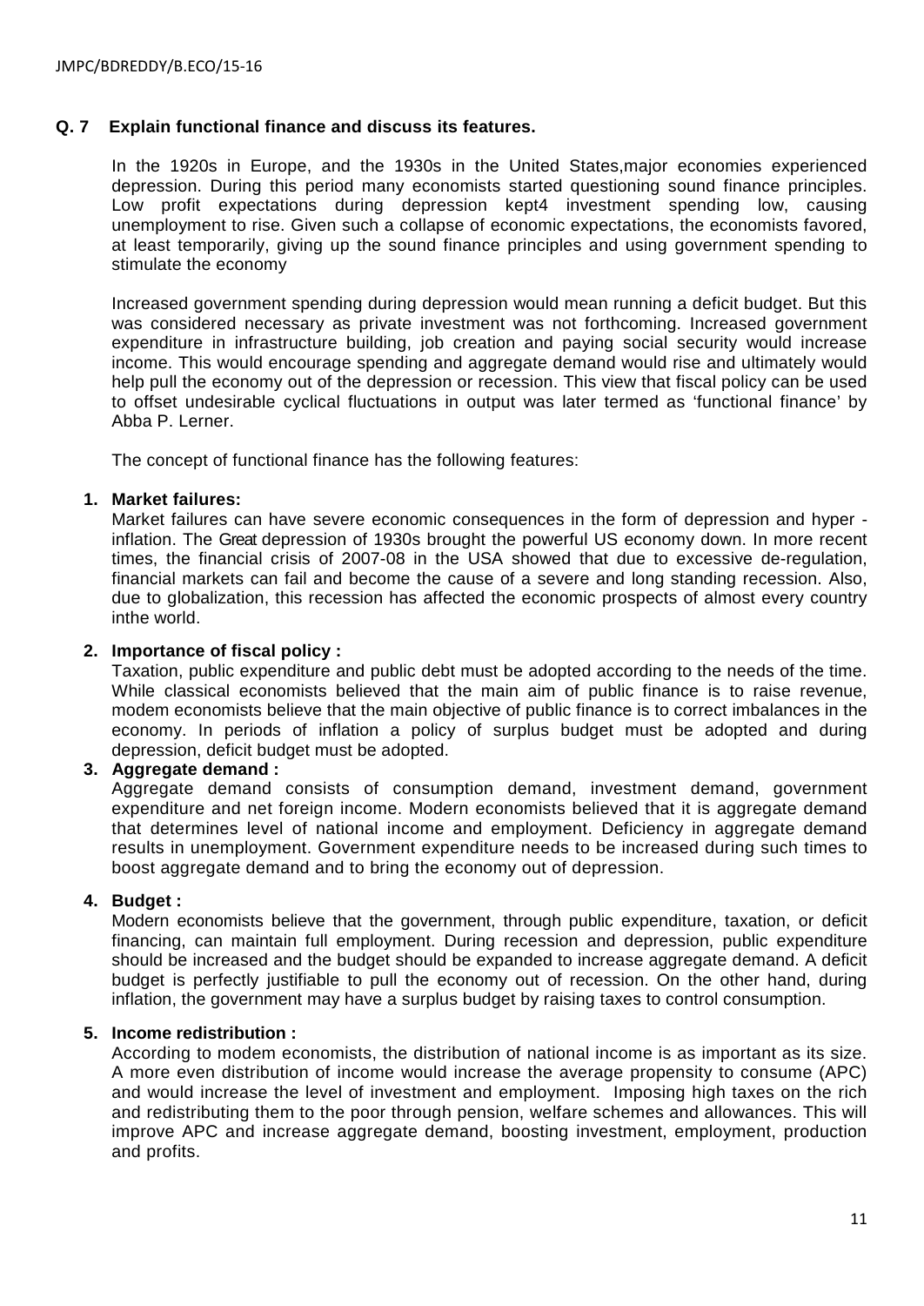**Q. 7 Explain functional finance and discuss its features.**

In the 1920s in Europe, and the 1930s in the United States,major economies experienced depression. During this period many economists started questioning sound finance principles. Low profit expectations during depression kept4 investment spending low, causing unemployment to rise. Given such a collapse of economic expectations, the economists favored, at least temporarily, giving up the sound finance principles and using government spending to stimulate the economy

Increased government spending during depression would mean running a deficit budget. But this was considered necessary as private investment was not forthcoming. Increased government expenditure in infrastructure building, job creation and paying social security would increase income. This would encourage spending and aggregate demand would rise and ultimately would help pull the economy out of the depression or recession. This view that fiscal policy can be used to offset undesirable cyclical fluctuations in output was later termed as 'functional finance' by Abba P. Lerner.

The concept of functional finance has the following features:

1. **Market failures:**
   Market failures can have severe economic consequences in the form of depression and hyper - inflation. The Great depression of 1930s brought the powerful US economy down. In more recent times, the financial crisis of 2007-08 in the USA showed that due to excessive de-regulation, financial markets can fail and become the cause of a severe and long standing recession. Also, due to globalization, this recession has affected the economic prospects of almost every country inthe world.

2. **Importance of fiscal policy :**
   Taxation, public expenditure and public debt must be adopted according to the needs of the time. While classical economists believed that the main aim of public finance is to raise revenue, modem economists believe that the main objective of public finance is to correct imbalances in the economy. In periods of inflation a policy of surplus budget must be adopted and during depression, deficit budget must be adopted.

3. **Aggregate demand :**
   Aggregate demand consists of consumption demand, investment demand, government expenditure and net foreign income. Modern economists believed that it is aggregate demand that determines level of national income and employment. Deficiency in aggregate demand results in unemployment. Government expenditure needs to be increased during such times to boost aggregate demand and to bring the economy out of depression.

4. **Budget :**
   Modern economists believe that the government, through public expenditure, taxation, or deficit financing, can maintain full employment. During recession and depression, public expenditure should be increased and the budget should be expanded to increase aggregate demand. A deficit budget is perfectly justifiable to pull the economy out of recession. On the other hand, during inflation, the government may have a surplus budget by raising taxes to control consumption.

5. **Income redistribution :**
   According to modem economists, the distribution of national income is as important as its size. A more even distribution of income would increase the average propensity to consume (APC) and would increase the level of investment and employment. Imposing high taxes on the rich and redistributing them to the poor through pension, welfare schemes and allowances. This will improve APC and increase aggregate demand, boosting investment, employment, production and profits.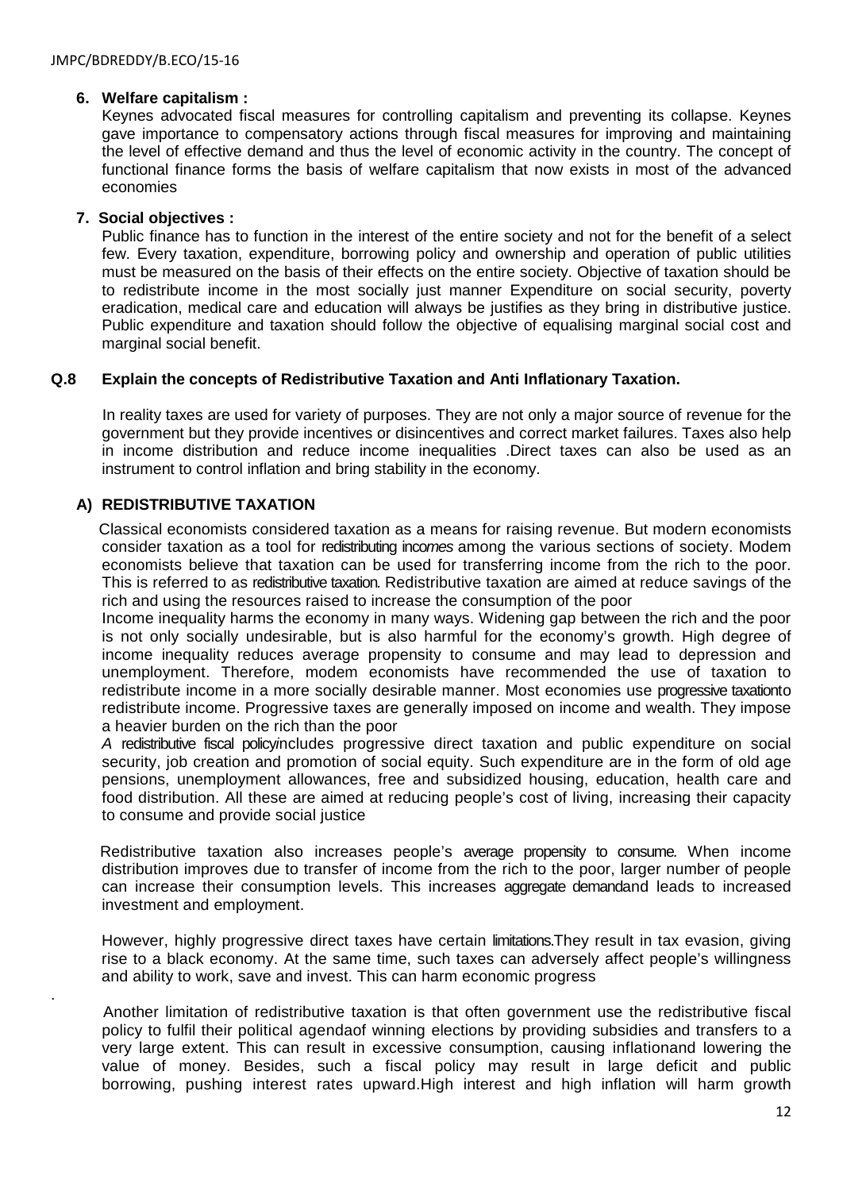6. **Welfare capitalism :**

   Keynes advocated fiscal measures for controlling capitalism and preventing its collapse. Keynes gave importance to compensatory actions through fiscal measures for improving and maintaining the level of effective demand and thus the level of economic activity in the country. The concept of functional finance forms the basis of welfare capitalism that now exists in most of the advanced economies

7. **Social objectives :**

   Public finance has to function in the interest of the entire society and not for the benefit of a select few. Every taxation, expenditure, borrowing policy and ownership and operation of public utilities must be measured on the basis of their effects on the entire society. Objective of taxation should be to redistribute income in the most socially just manner Expenditure on social security, poverty eradication, medical care and education will always be justifies as they bring in distributive justice. Public expenditure and taxation should follow the objective of equalising marginal social cost and marginal social benefit.

## Q.8 Explain the concepts of Redistributive Taxation and Anti Inflationary Taxation.

In reality taxes are used for variety of purposes. They are not only a major source of revenue for the government but they provide incentives or disincentives and correct market failures. Taxes also help in income distribution and reduce income inequalities .Direct taxes can also be used as an instrument to control inflation and bring stability in the economy.

### A) REDISTRIBUTIVE TAXATION

Classical economists considered taxation as a means for raising revenue. But modern economists consider taxation as a tool for redistributing incomes among the various sections of society. Modem economists believe that taxation can be used for transferring income from the rich to the poor. This is referred to as redistributive taxation. Redistributive taxation are aimed at reduce savings of the rich and using the resources raised to increase the consumption of the poor

Income inequality harms the economy in many ways. Widening gap between the rich and the poor is not only socially undesirable, but is also harmful for the economy's growth. High degree of income inequality reduces average propensity to consume and may lead to depression and unemployment. Therefore, modem economists have recommended the use of taxation to redistribute income in a more socially desirable manner. Most economies use progressive taxationto redistribute income. Progressive taxes are generally imposed on income and wealth. They impose a heavier burden on the rich than the poor

*A* redistributive fiscal policyincludes progressive direct taxation and public expenditure on social security, job creation and promotion of social equity. Such expenditure are in the form of old age pensions, unemployment allowances, free and subsidized housing, education, health care and food distribution. All these are aimed at reducing people's cost of living, increasing their capacity to consume and provide social justice

Redistributive taxation also increases people's average propensity to consume. When income distribution improves due to transfer of income from the rich to the poor, larger number of people can increase their consumption levels. This increases aggregate demandand leads to increased investment and employment.

However, highly progressive direct taxes have certain limitations.They result in tax evasion, giving rise to a black economy. At the same time, such taxes can adversely affect people's willingness and ability to work, save and invest. This can harm economic progress

Another limitation of redistributive taxation is that often government use the redistributive fiscal policy to fulfil their political agendaof winning elections by providing subsidies and transfers to a very large extent. This can result in excessive consumption, causing inflationand lowering the value of money. Besides, such a fiscal policy may result in large deficit and public borrowing, pushing interest rates upward.High interest and high inflation will harm growth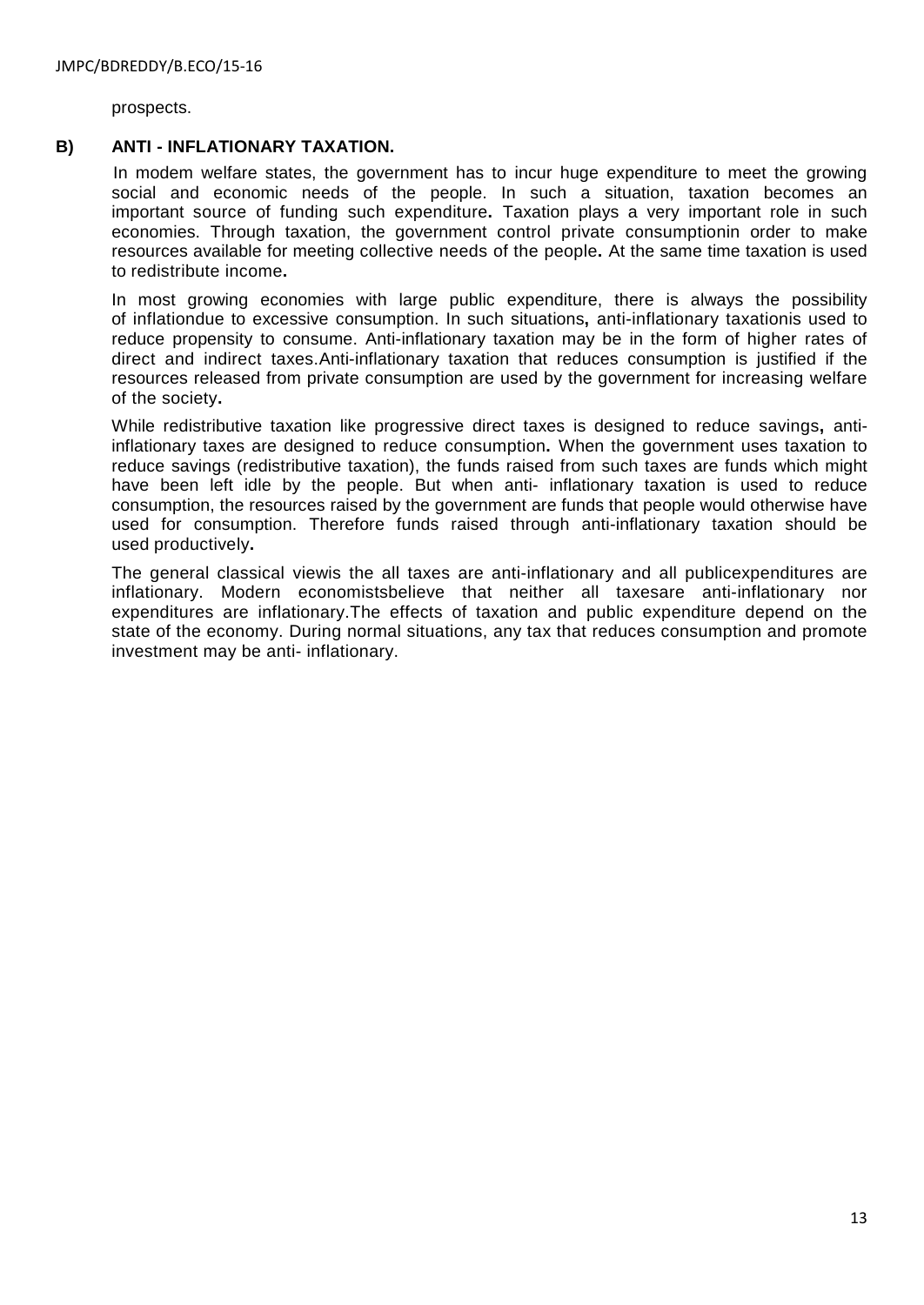prospects.

## B) ANTI - INFLATIONARY TAXATION.

In modem welfare states, the government has to incur huge expenditure to meet the growing social and economic needs of the people. In such a situation, taxation becomes an important source of funding such expenditure. Taxation plays a very important role in such economies. Through taxation, the government control private consumptionin order to make resources available for meeting collective needs of the people. At the same time taxation is used to redistribute income.

In most growing economies with large public expenditure, there is always the possibility of inflationdue to excessive consumption. In such situations, anti-inflationary taxationis used to reduce propensity to consume. Anti-inflationary taxation may be in the form of higher rates of direct and indirect taxes.Anti-inflationary taxation that reduces consumption is justified if the resources released from private consumption are used by the government for increasing welfare of the society.

While redistributive taxation like progressive direct taxes is designed to reduce savings, anti-inflationary taxes are designed to reduce consumption. When the government uses taxation to reduce savings (redistributive taxation), the funds raised from such taxes are funds which might have been left idle by the people. But when anti- inflationary taxation is used to reduce consumption, the resources raised by the government are funds that people would otherwise have used for consumption. Therefore funds raised through anti-inflationary taxation should be used productively.

The general classical viewis the all taxes are anti-inflationary and all publicexpenditures are inflationary. Modern economistsbelieve that neither all taxesare anti-inflationary nor expenditures are inflationary.The effects of taxation and public expenditure depend on the state of the economy. During normal situations, any tax that reduces consumption and promote investment may be anti- inflationary.